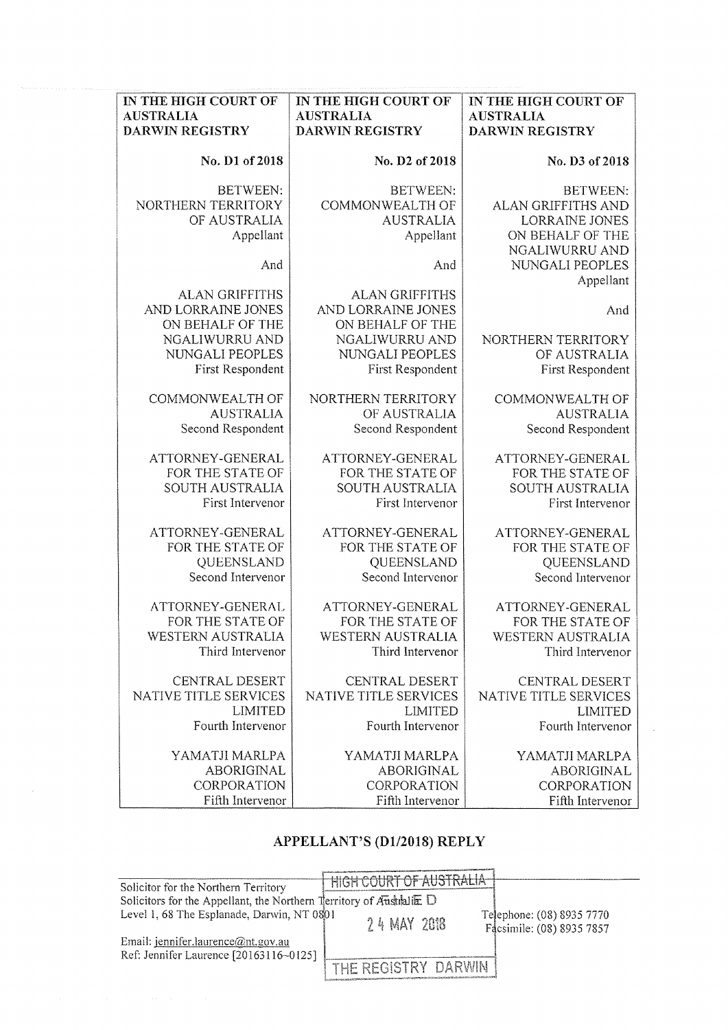| IN THE HIGH COURT OF AUSTRALIA DARWIN REGISTRY | IN THE HIGH COURT OF AUSTRALIA DARWIN REGISTRY | IN THE HIGH COURT OF AUSTRALIA DARWIN REGISTRY |
|---|---|---|
| No. D1 of 2018 | No. D2 of 2018 | No. D3 of 2018 |
| BETWEEN: NORTHERN TERRITORY OF AUSTRALIA Appellant | BETWEEN: COMMONWEALTH OF AUSTRALIA Appellant | BETWEEN: ALAN GRIFFITHS AND LORRAINE JONES ON BEHALF OF THE NGALIWURRU AND NUNGALI PEOPLES Appellant |
| And | And | And |
| ALAN GRIFFITHS AND LORRAINE JONES ON BEHALF OF THE NGALIWURRU AND NUNGALI PEOPLES First Respondent | ALAN GRIFFITHS AND LORRAINE JONES ON BEHALF OF THE NGALIWURRU AND NUNGALI PEOPLES First Respondent | NORTHERN TERRITORY OF AUSTRALIA First Respondent |
| COMMONWEALTH OF AUSTRALIA Second Respondent | NORTHERN TERRITORY OF AUSTRALIA Second Respondent | COMMONWEALTH OF AUSTRALIA Second Respondent |
| ATTORNEY-GENERAL FOR THE STATE OF SOUTH AUSTRALIA First Intervenor | ATTORNEY-GENERAL FOR THE STATE OF SOUTH AUSTRALIA First Intervenor | ATTORNEY-GENERAL FOR THE STATE OF SOUTH AUSTRALIA First Intervenor |
| ATTORNEY-GENERAL FOR THE STATE OF QUEENSLAND Second Intervenor | ATTORNEY-GENERAL FOR THE STATE OF QUEENSLAND Second Intervenor | ATTORNEY-GENERAL FOR THE STATE OF QUEENSLAND Second Intervenor |
| ATTORNEY-GENERAL FOR THE STATE OF WESTERN AUSTRALIA Third Intervenor | ATTORNEY-GENERAL FOR THE STATE OF WESTERN AUSTRALIA Third Intervenor | ATTORNEY-GENERAL FOR THE STATE OF WESTERN AUSTRALIA Third Intervenor |
| CENTRAL DESERT NATIVE TITLE SERVICES LIMITED Fourth Intervenor | CENTRAL DESERT NATIVE TITLE SERVICES LIMITED Fourth Intervenor | CENTRAL DESERT NATIVE TITLE SERVICES LIMITED Fourth Intervenor |
| YAMATJI MARLPA ABORIGINAL CORPORATION Fifth Intervenor | YAMATJI MARLPA ABORIGINAL CORPORATION Fifth Intervenor | YAMATJI MARLPA ABORIGINAL CORPORATION Fifth Intervenor |

# APPELLANT'S (D1/2018) REPLY

HIGH COURT OF AUSTRALIA
FILED
24 MAY 2018
THE REGISTRY DARWIN

Solicitor for the Northern Territory
Solicitors for the Appellant, the Northern Territory of Australia
Level 1, 68 The Esplanade, Darwin, NT 0801

Telephone: (08) 8935 7770
Facsimile: (08) 8935 7857

Email: jennifer.laurence@nt.gov.au
Ref: Jennifer Laurence [20163116-0125]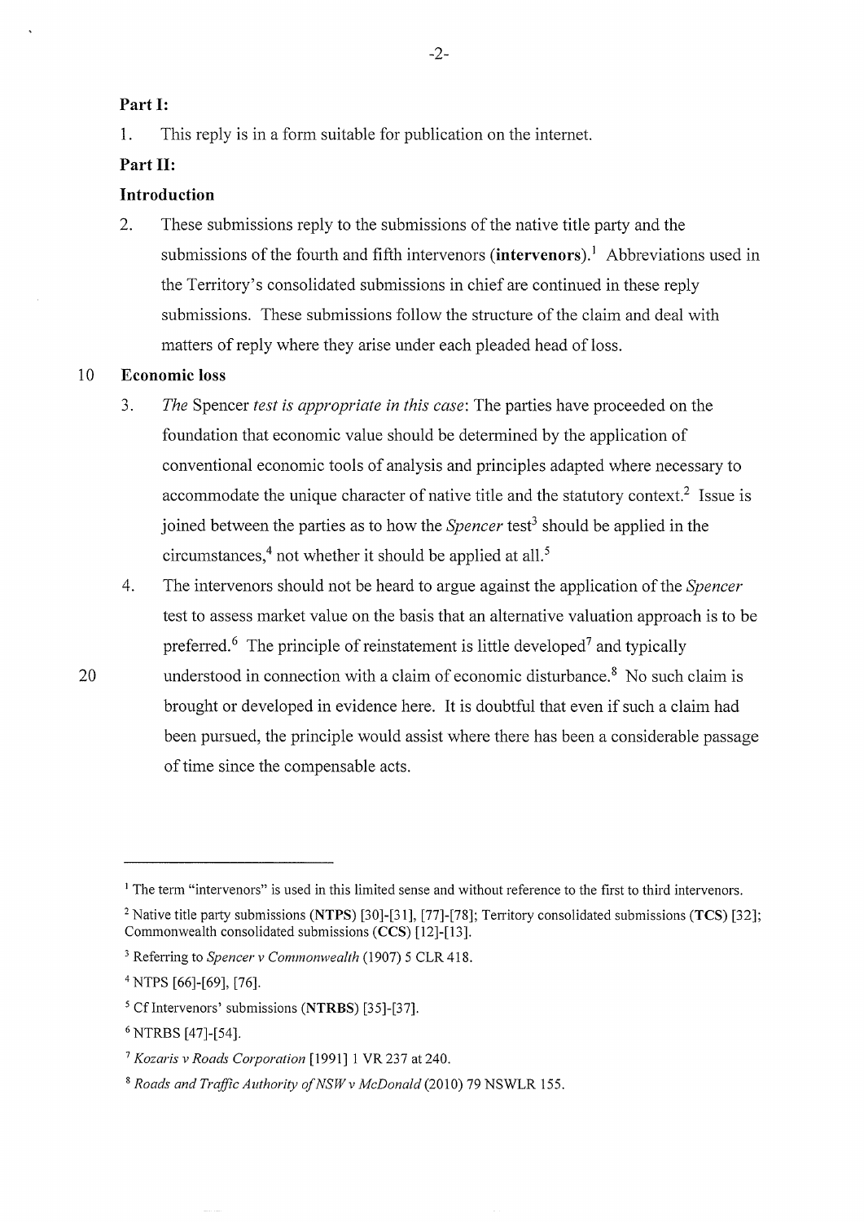**Part I:**

1. This reply is in a form suitable for publication on the internet.

**Part II:**

**Introduction**

2. These submissions reply to the submissions of the native title party and the submissions of the fourth and fifth intervenors (**intervenors**).[1] Abbreviations used in the Territory's consolidated submissions in chief are continued in these reply submissions. These submissions follow the structure of the claim and deal with matters of reply where they arise under each pleaded head of loss.

**Economic loss**

3. *The* Spencer *test is appropriate in this case*: The parties have proceeded on the foundation that economic value should be determined by the application of conventional economic tools of analysis and principles adapted where necessary to accommodate the unique character of native title and the statutory context.[2] Issue is joined between the parties as to how the *Spencer* test[3] should be applied in the circumstances,[4] not whether it should be applied at all.[5]

4. The intervenors should not be heard to argue against the application of the *Spencer* test to assess market value on the basis that an alternative valuation approach is to be preferred.[6] The principle of reinstatement is little developed[7] and typically understood in connection with a claim of economic disturbance.[8] No such claim is brought or developed in evidence here. It is doubtful that even if such a claim had been pursued, the principle would assist where there has been a considerable passage of time since the compensable acts.

---

[1] The term "intervenors" is used in this limited sense and without reference to the first to third intervenors.

[2] Native title party submissions (**NTPS**) [30]-[31], [77]-[78]; Territory consolidated submissions (**TCS**) [32]; Commonwealth consolidated submissions (**CCS**) [12]-[13].

[3] Referring to *Spencer v Commonwealth* (1907) 5 CLR 418.

[4] NTPS [66]-[69], [76].

[5] Cf Intervenors' submissions (**NTRBS**) [35]-[37].

[6] NTRBS [47]-[54].

[7] *Kozaris v Roads Corporation* [1991] 1 VR 237 at 240.

[8] *Roads and Traffic Authority of NSW v McDonald* (2010) 79 NSWLR 155.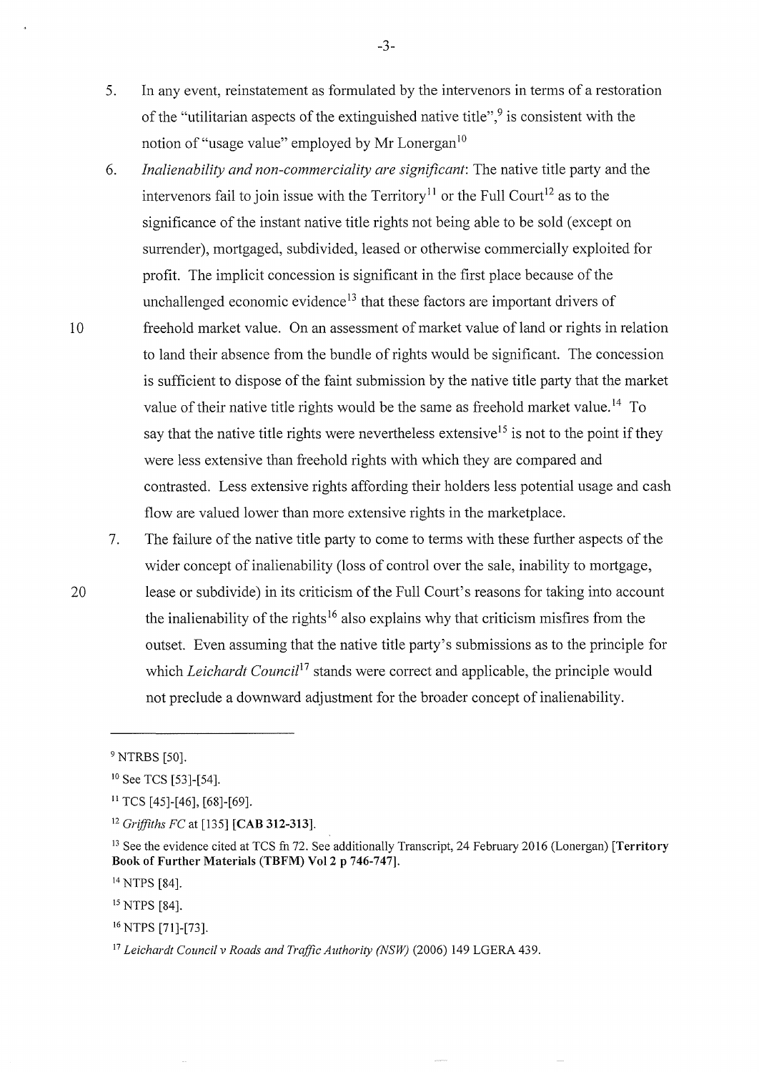5. In any event, reinstatement as formulated by the intervenors in terms of a restoration of the "utilitarian aspects of the extinguished native title",[9] is consistent with the notion of "usage value" employed by Mr Lonergan[10]

6. *Inalienability and non-commerciality are significant*: The native title party and the intervenors fail to join issue with the Territory[11] or the Full Court[12] as to the significance of the instant native title rights not being able to be sold (except on surrender), mortgaged, subdivided, leased or otherwise commercially exploited for profit. The implicit concession is significant in the first place because of the unchallenged economic evidence[13] that these factors are important drivers of freehold market value. On an assessment of market value of land or rights in relation to land their absence from the bundle of rights would be significant. The concession is sufficient to dispose of the faint submission by the native title party that the market value of their native title rights would be the same as freehold market value.[14] To say that the native title rights were nevertheless extensive[15] is not to the point if they were less extensive than freehold rights with which they are compared and contrasted. Less extensive rights affording their holders less potential usage and cash flow are valued lower than more extensive rights in the marketplace.

7. The failure of the native title party to come to terms with these further aspects of the wider concept of inalienability (loss of control over the sale, inability to mortgage, lease or subdivide) in its criticism of the Full Court's reasons for taking into account the inalienability of the rights[16] also explains why that criticism misfires from the outset. Even assuming that the native title party's submissions as to the principle for which *Leichardt Council*[17] stands were correct and applicable, the principle would not preclude a downward adjustment for the broader concept of inalienability.

---

[9] NTRBS [50].

[10] See TCS [53]-[54].

[11] TCS [45]-[46], [68]-[69].

[12] *Griffiths FC* at [135] **[CAB 312-313]**.

[13] See the evidence cited at TCS fn 72. See additionally Transcript, 24 February 2016 (Lonergan) **[Territory Book of Further Materials (TBFM) Vol 2 p 746-747]**.

[14] NTPS [84].

[15] NTPS [84].

[16] NTPS [71]-[73].

[17] *Leichardt Council v Roads and Traffic Authority (NSW)* (2006) 149 LGERA 439.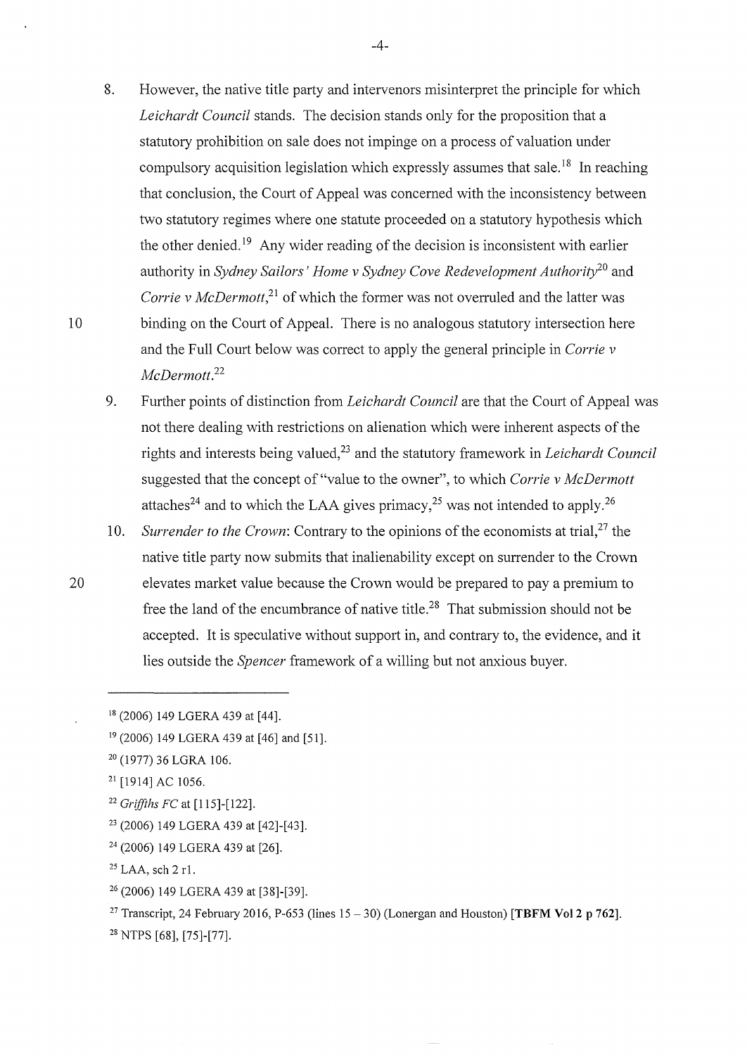8. However, the native title party and intervenors misinterpret the principle for which *Leichardt Council* stands. The decision stands only for the proposition that a statutory prohibition on sale does not impinge on a process of valuation under compulsory acquisition legislation which expressly assumes that sale.[18] In reaching that conclusion, the Court of Appeal was concerned with the inconsistency between two statutory regimes where one statute proceeded on a statutory hypothesis which the other denied.[19] Any wider reading of the decision is inconsistent with earlier authority in *Sydney Sailors' Home v Sydney Cove Redevelopment Authority*[20] and *Corrie v McDermott*,[21] of which the former was not overruled and the latter was binding on the Court of Appeal. There is no analogous statutory intersection here and the Full Court below was correct to apply the general principle in *Corrie v McDermott*.[22]

9. Further points of distinction from *Leichardt Council* are that the Court of Appeal was not there dealing with restrictions on alienation which were inherent aspects of the rights and interests being valued,[23] and the statutory framework in *Leichardt Council* suggested that the concept of "value to the owner", to which *Corrie v McDermott* attaches[24] and to which the LAA gives primacy,[25] was not intended to apply.[26]

10. *Surrender to the Crown*: Contrary to the opinions of the economists at trial,[27] the native title party now submits that inalienability except on surrender to the Crown elevates market value because the Crown would be prepared to pay a premium to free the land of the encumbrance of native title.[28] That submission should not be accepted. It is speculative without support in, and contrary to, the evidence, and it lies outside the *Spencer* framework of a willing but not anxious buyer.

---

[18] (2006) 149 LGERA 439 at [44].

[19] (2006) 149 LGERA 439 at [46] and [51].

[20] (1977) 36 LGRA 106.

[21] [1914] AC 1056.

[22] *Griffiths FC* at [115]-[122].

[23] (2006) 149 LGERA 439 at [42]-[43].

[24] (2006) 149 LGERA 439 at [26].

[25] LAA, sch 2 r1.

[26] (2006) 149 LGERA 439 at [38]-[39].

[27] Transcript, 24 February 2016, P-653 (lines 15 – 30) (Lonergan and Houston) **[TBFM Vol 2 p 762]**.

[28] NTPS [68], [75]-[77].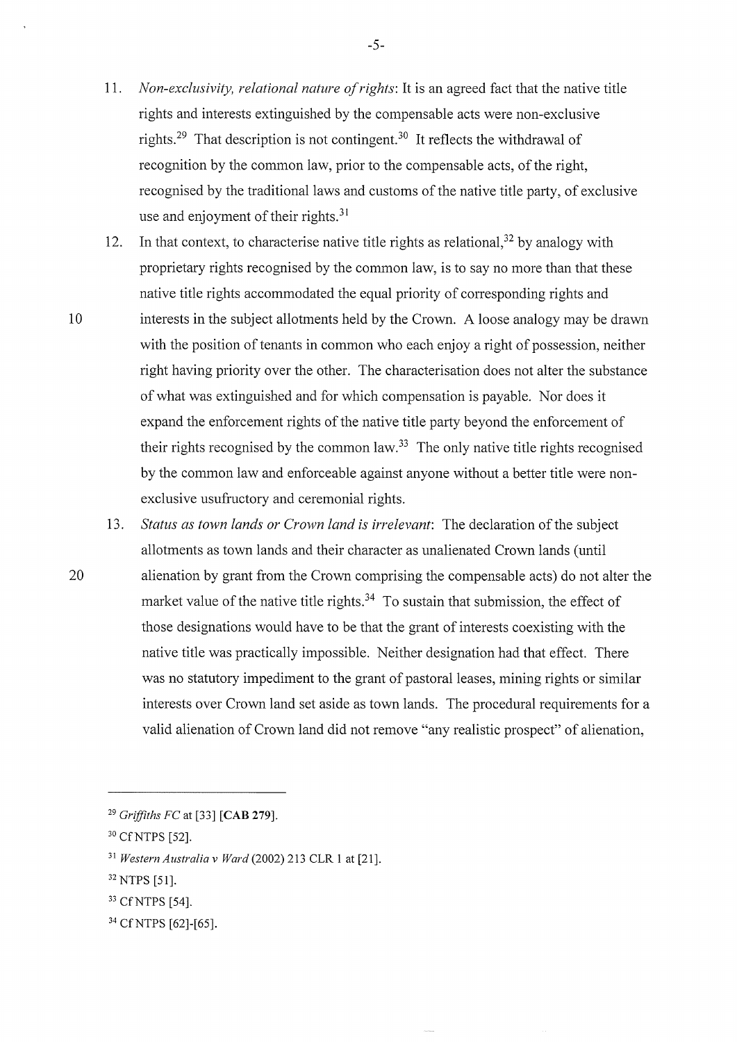11. *Non-exclusivity, relational nature of rights*: It is an agreed fact that the native title rights and interests extinguished by the compensable acts were non-exclusive rights.[29] That description is not contingent.[30] It reflects the withdrawal of recognition by the common law, prior to the compensable acts, of the right, recognised by the traditional laws and customs of the native title party, of exclusive use and enjoyment of their rights.[31]

12. In that context, to characterise native title rights as relational,[32] by analogy with proprietary rights recognised by the common law, is to say no more than that these native title rights accommodated the equal priority of corresponding rights and interests in the subject allotments held by the Crown. A loose analogy may be drawn with the position of tenants in common who each enjoy a right of possession, neither right having priority over the other. The characterisation does not alter the substance of what was extinguished and for which compensation is payable. Nor does it expand the enforcement rights of the native title party beyond the enforcement of their rights recognised by the common law.[33] The only native title rights recognised by the common law and enforceable against anyone without a better title were non-exclusive usufructory and ceremonial rights.

13. *Status as town lands or Crown land is irrelevant*: The declaration of the subject allotments as town lands and their character as unalienated Crown lands (until alienation by grant from the Crown comprising the compensable acts) do not alter the market value of the native title rights.[34] To sustain that submission, the effect of those designations would have to be that the grant of interests coexisting with the native title was practically impossible. Neither designation had that effect. There was no statutory impediment to the grant of pastoral leases, mining rights or similar interests over Crown land set aside as town lands. The procedural requirements for a valid alienation of Crown land did not remove "any realistic prospect" of alienation,

---

[29] *Griffiths FC* at [33] **[CAB 279]**.

[30] Cf NTPS [52].

[31] *Western Australia v Ward* (2002) 213 CLR 1 at [21].

[32] NTPS [51].

[33] Cf NTPS [54].

[34] Cf NTPS [62]-[65].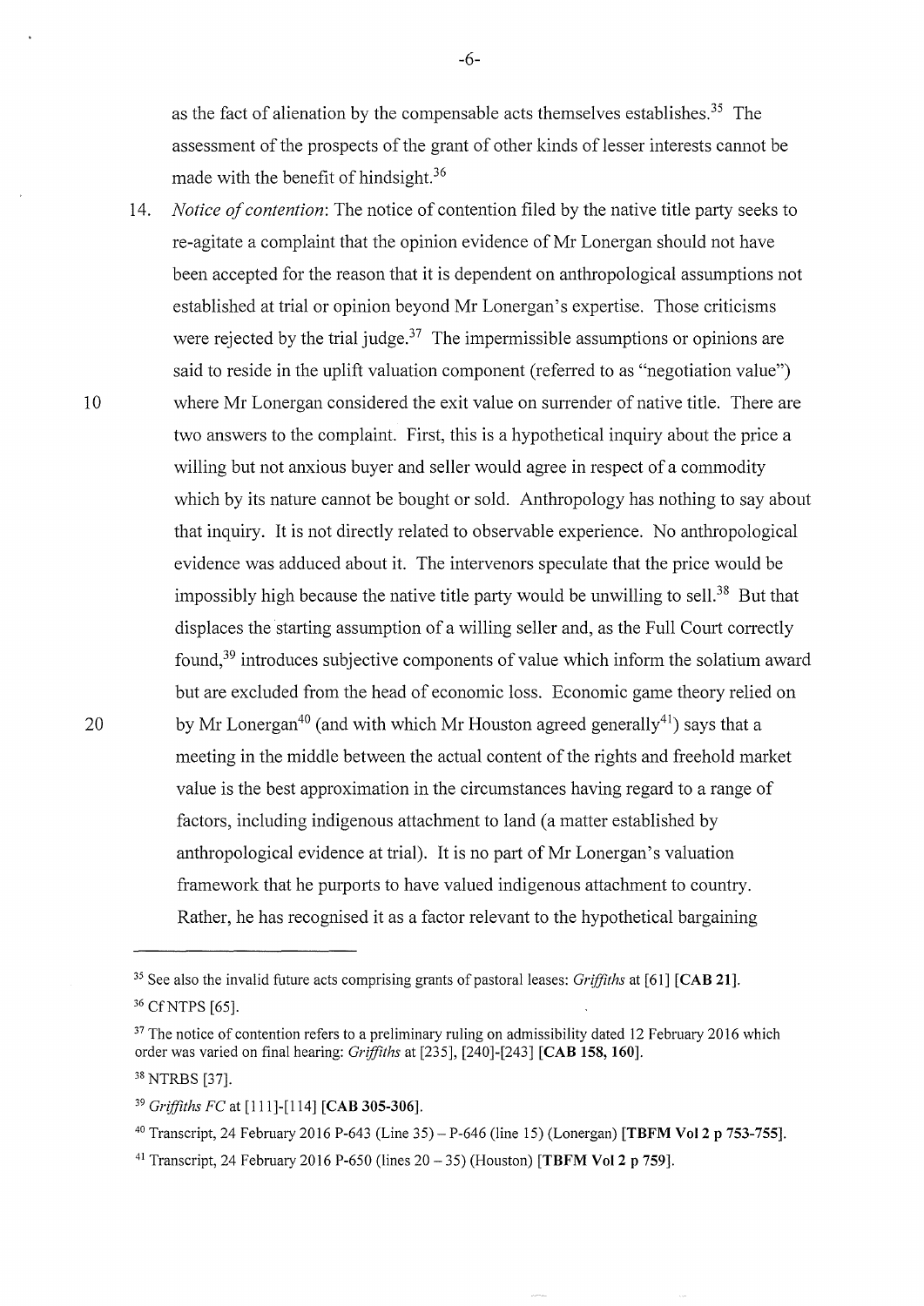as the fact of alienation by the compensable acts themselves establishes.[35] The assessment of the prospects of the grant of other kinds of lesser interests cannot be made with the benefit of hindsight.[36]

14. *Notice of contention*: The notice of contention filed by the native title party seeks to re-agitate a complaint that the opinion evidence of Mr Lonergan should not have been accepted for the reason that it is dependent on anthropological assumptions not established at trial or opinion beyond Mr Lonergan's expertise. Those criticisms were rejected by the trial judge.[37] The impermissible assumptions or opinions are said to reside in the uplift valuation component (referred to as "negotiation value") where Mr Lonergan considered the exit value on surrender of native title. There are two answers to the complaint. First, this is a hypothetical inquiry about the price a willing but not anxious buyer and seller would agree in respect of a commodity which by its nature cannot be bought or sold. Anthropology has nothing to say about that inquiry. It is not directly related to observable experience. No anthropological evidence was adduced about it. The intervenors speculate that the price would be impossibly high because the native title party would be unwilling to sell.[38] But that displaces the starting assumption of a willing seller and, as the Full Court correctly found,[39] introduces subjective components of value which inform the solatium award but are excluded from the head of economic loss. Economic game theory relied on by Mr Lonergan[40] (and with which Mr Houston agreed generally[41]) says that a meeting in the middle between the actual content of the rights and freehold market value is the best approximation in the circumstances having regard to a range of factors, including indigenous attachment to land (a matter established by anthropological evidence at trial). It is no part of Mr Lonergan's valuation framework that he purports to have valued indigenous attachment to country. Rather, he has recognised it as a factor relevant to the hypothetical bargaining

---

[35] See also the invalid future acts comprising grants of pastoral leases: *Griffiths* at [61] **[CAB 21]**.

[36] Cf NTPS [65].

[37] The notice of contention refers to a preliminary ruling on admissibility dated 12 February 2016 which order was varied on final hearing: *Griffiths* at [235], [240]-[243] **[CAB 158, 160]**.

[38] NTRBS [37].

[39] *Griffiths FC* at [111]-[114] **[CAB 305-306]**.

[40] Transcript, 24 February 2016 P-643 (Line 35) – P-646 (line 15) (Lonergan) **[TBFM Vol 2 p 753-755]**.

[41] Transcript, 24 February 2016 P-650 (lines 20 – 35) (Houston) **[TBFM Vol 2 p 759]**.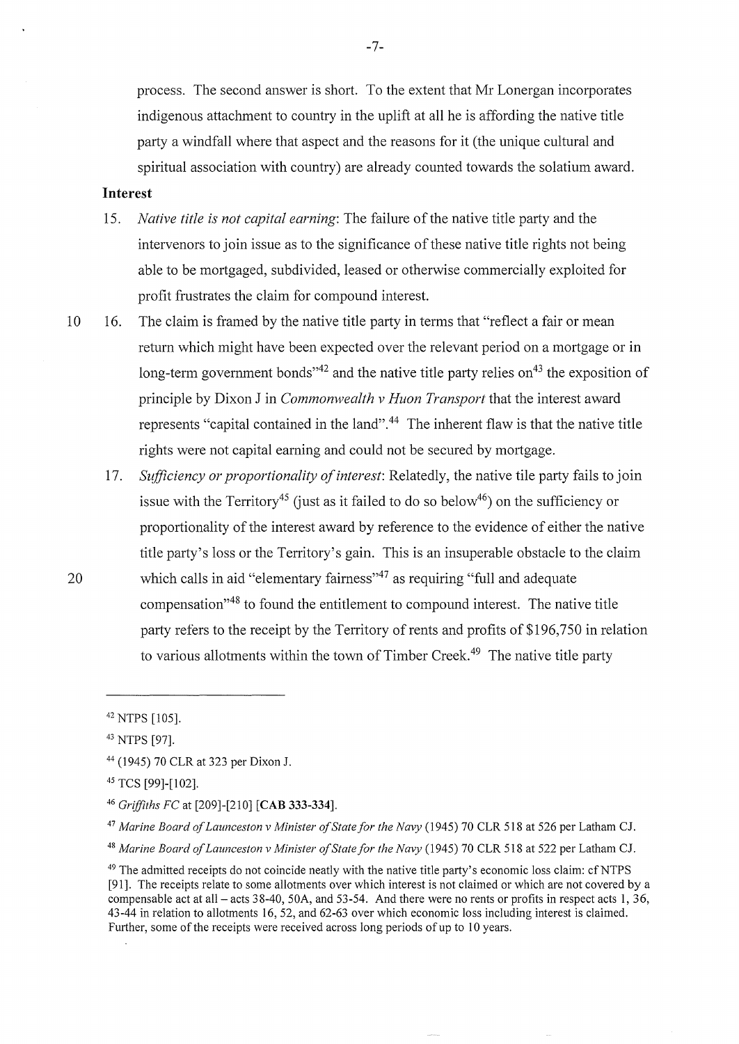process. The second answer is short. To the extent that Mr Lonergan incorporates indigenous attachment to country in the uplift at all he is affording the native title party a windfall where that aspect and the reasons for it (the unique cultural and spiritual association with country) are already counted towards the solatium award.

**Interest**

15. *Native title is not capital earning*: The failure of the native title party and the intervenors to join issue as to the significance of these native title rights not being able to be mortgaged, subdivided, leased or otherwise commercially exploited for profit frustrates the claim for compound interest.

16. The claim is framed by the native title party in terms that "reflect a fair or mean return which might have been expected over the relevant period on a mortgage or in long-term government bonds"[42] and the native title party relies on[43] the exposition of principle by Dixon J in *Commonwealth v Huon Transport* that the interest award represents "capital contained in the land".[44] The inherent flaw is that the native title rights were not capital earning and could not be secured by mortgage.

17. *Sufficiency or proportionality of interest*: Relatedly, the native tile party fails to join issue with the Territory[45] (just as it failed to do so below[46]) on the sufficiency or proportionality of the interest award by reference to the evidence of either the native title party's loss or the Territory's gain. This is an insuperable obstacle to the claim which calls in aid "elementary fairness"[47] as requiring "full and adequate compensation"[48] to found the entitlement to compound interest. The native title party refers to the receipt by the Territory of rents and profits of $196,750 in relation to various allotments within the town of Timber Creek.[49] The native title party

---

[42] NTPS [105].

[43] NTPS [97].

[44] (1945) 70 CLR at 323 per Dixon J.

[45] TCS [99]-[102].

[46] *Griffiths FC* at [209]-[210] [**CAB 333-334**].

[47] *Marine Board of Launceston v Minister of State for the Navy* (1945) 70 CLR 518 at 526 per Latham CJ.

[48] *Marine Board of Launceston v Minister of State for the Navy* (1945) 70 CLR 518 at 522 per Latham CJ.

[49] The admitted receipts do not coincide neatly with the native title party's economic loss claim: cf NTPS [91]. The receipts relate to some allotments over which interest is not claimed or which are not covered by a compensable act at all – acts 38-40, 50A, and 53-54. And there were no rents or profits in respect acts 1, 36, 43-44 in relation to allotments 16, 52, and 62-63 over which economic loss including interest is claimed. Further, some of the receipts were received across long periods of up to 10 years.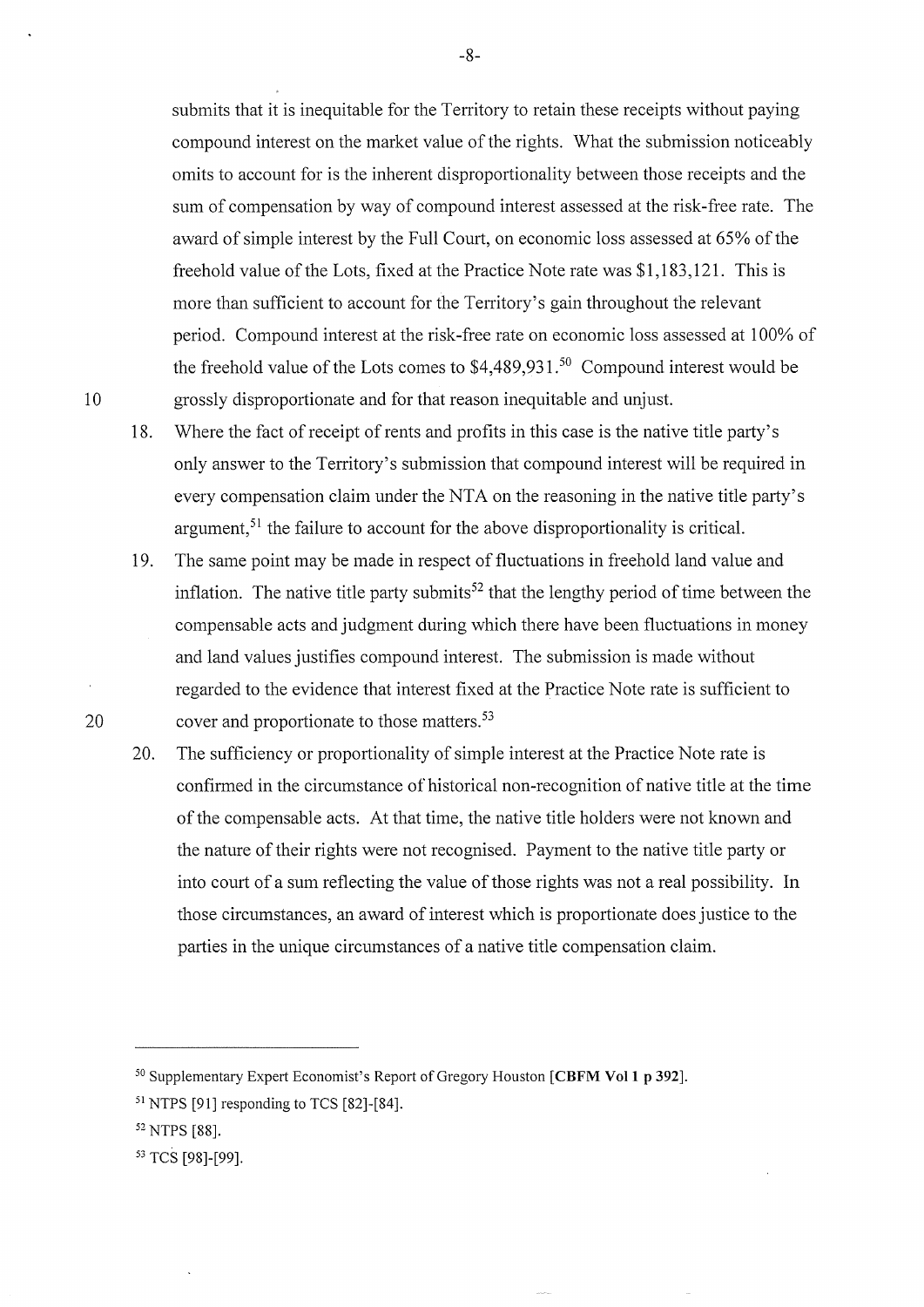submits that it is inequitable for the Territory to retain these receipts without paying compound interest on the market value of the rights. What the submission noticeably omits to account for is the inherent disproportionality between those receipts and the sum of compensation by way of compound interest assessed at the risk-free rate. The award of simple interest by the Full Court, on economic loss assessed at 65% of the freehold value of the Lots, fixed at the Practice Note rate was $1,183,121. This is more than sufficient to account for the Territory's gain throughout the relevant period. Compound interest at the risk-free rate on economic loss assessed at 100% of the freehold value of the Lots comes to $4,489,931.[50] Compound interest would be grossly disproportionate and for that reason inequitable and unjust.

18. Where the fact of receipt of rents and profits in this case is the native title party's only answer to the Territory's submission that compound interest will be required in every compensation claim under the NTA on the reasoning in the native title party's argument,[51] the failure to account for the above disproportionality is critical.

19. The same point may be made in respect of fluctuations in freehold land value and inflation. The native title party submits[52] that the lengthy period of time between the compensable acts and judgment during which there have been fluctuations in money and land values justifies compound interest. The submission is made without regarded to the evidence that interest fixed at the Practice Note rate is sufficient to cover and proportionate to those matters.[53]

20. The sufficiency or proportionality of simple interest at the Practice Note rate is confirmed in the circumstance of historical non-recognition of native title at the time of the compensable acts. At that time, the native title holders were not known and the nature of their rights were not recognised. Payment to the native title party or into court of a sum reflecting the value of those rights was not a real possibility. In those circumstances, an award of interest which is proportionate does justice to the parties in the unique circumstances of a native title compensation claim.

---

[50] Supplementary Expert Economist's Report of Gregory Houston [**CBFM Vol 1 p 392**].

[51] NTPS [91] responding to TCS [82]-[84].

[52] NTPS [88].

[53] TCS [98]-[99].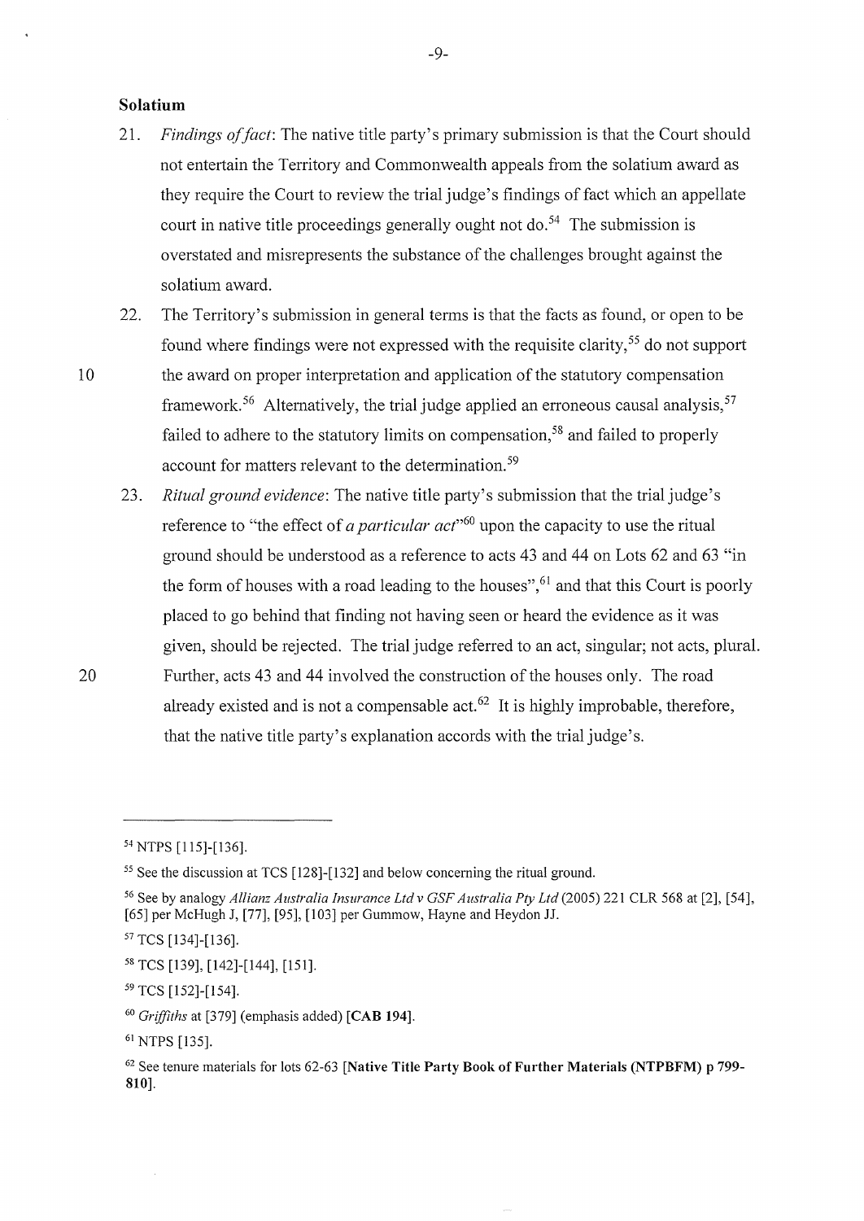**Solatium**

21. *Findings of fact*: The native title party's primary submission is that the Court should not entertain the Territory and Commonwealth appeals from the solatium award as they require the Court to review the trial judge's findings of fact which an appellate court in native title proceedings generally ought not do.[54] The submission is overstated and misrepresents the substance of the challenges brought against the solatium award.

22. The Territory's submission in general terms is that the facts as found, or open to be found where findings were not expressed with the requisite clarity,[55] do not support the award on proper interpretation and application of the statutory compensation framework.[56] Alternatively, the trial judge applied an erroneous causal analysis,[57] failed to adhere to the statutory limits on compensation,[58] and failed to properly account for matters relevant to the determination.[59]

23. *Ritual ground evidence*: The native title party's submission that the trial judge's reference to "the effect of *a particular act*"[60] upon the capacity to use the ritual ground should be understood as a reference to acts 43 and 44 on Lots 62 and 63 "in the form of houses with a road leading to the houses",[61] and that this Court is poorly placed to go behind that finding not having seen or heard the evidence as it was given, should be rejected. The trial judge referred to an act, singular; not acts, plural. Further, acts 43 and 44 involved the construction of the houses only. The road already existed and is not a compensable act.[62] It is highly improbable, therefore, that the native title party's explanation accords with the trial judge's.

---

[54] NTPS [115]-[136].

[55] See the discussion at TCS [128]-[132] and below concerning the ritual ground.

[56] See by analogy *Allianz Australia Insurance Ltd v GSF Australia Pty Ltd* (2005) 221 CLR 568 at [2], [54], [65] per McHugh J, [77], [95], [103] per Gummow, Hayne and Heydon JJ.

[57] TCS [134]-[136].

[58] TCS [139], [142]-[144], [151].

[59] TCS [152]-[154].

[60] *Griffiths* at [379] (emphasis added) **[CAB 194]**.

[61] NTPS [135].

[62] See tenure materials for lots 62-63 **[Native Title Party Book of Further Materials (NTPBFM) p 799-810]**.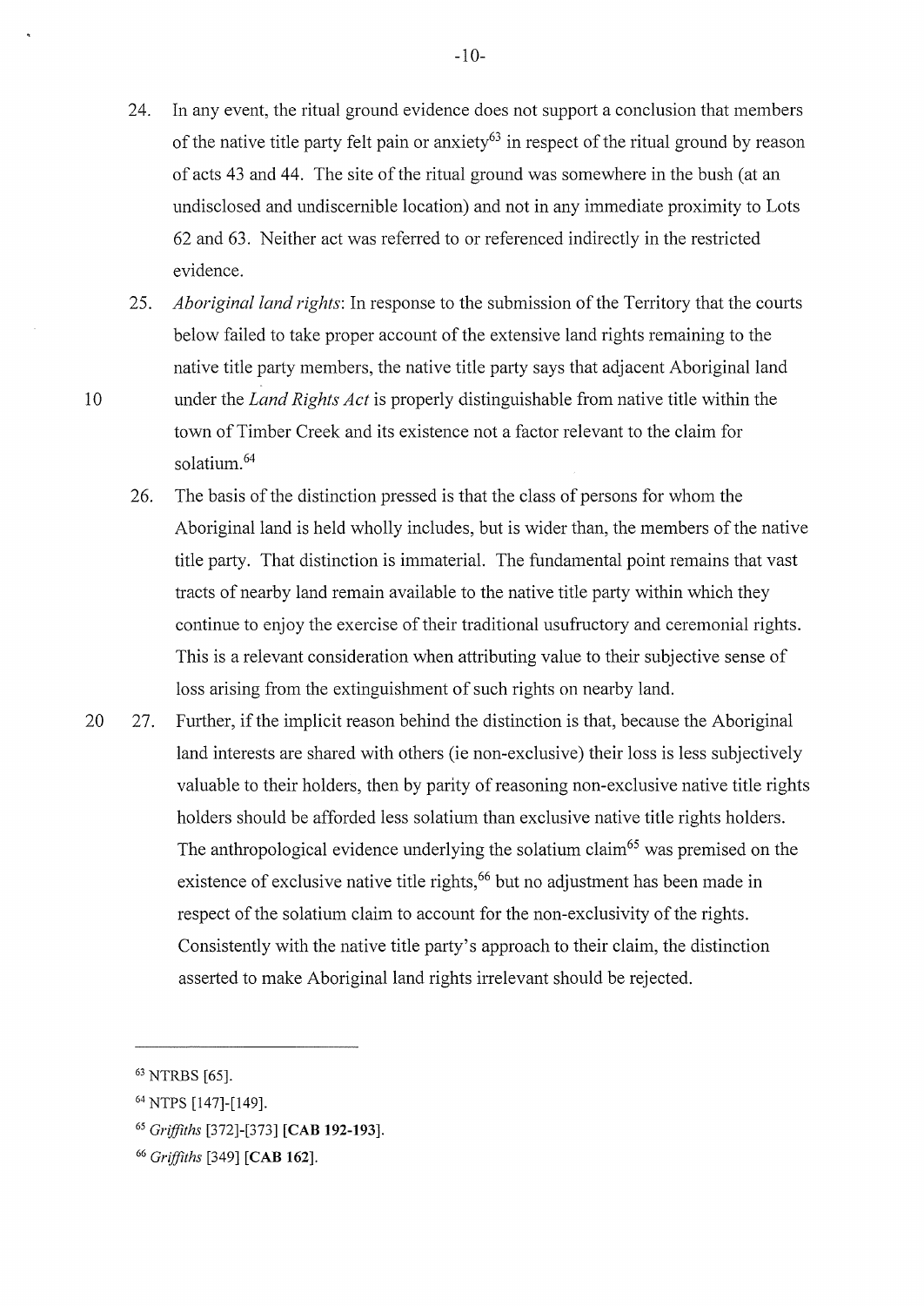24. In any event, the ritual ground evidence does not support a conclusion that members of the native title party felt pain or anxiety[63] in respect of the ritual ground by reason of acts 43 and 44. The site of the ritual ground was somewhere in the bush (at an undisclosed and undiscernible location) and not in any immediate proximity to Lots 62 and 63. Neither act was referred to or referenced indirectly in the restricted evidence.

25. *Aboriginal land rights*: In response to the submission of the Territory that the courts below failed to take proper account of the extensive land rights remaining to the native title party members, the native title party says that adjacent Aboriginal land under the *Land Rights Act* is properly distinguishable from native title within the town of Timber Creek and its existence not a factor relevant to the claim for solatium.[64]

26. The basis of the distinction pressed is that the class of persons for whom the Aboriginal land is held wholly includes, but is wider than, the members of the native title party. That distinction is immaterial. The fundamental point remains that vast tracts of nearby land remain available to the native title party within which they continue to enjoy the exercise of their traditional usufructory and ceremonial rights. This is a relevant consideration when attributing value to their subjective sense of loss arising from the extinguishment of such rights on nearby land.

27. Further, if the implicit reason behind the distinction is that, because the Aboriginal land interests are shared with others (ie non-exclusive) their loss is less subjectively valuable to their holders, then by parity of reasoning non-exclusive native title rights holders should be afforded less solatium than exclusive native title rights holders. The anthropological evidence underlying the solatium claim[65] was premised on the existence of exclusive native title rights,[66] but no adjustment has been made in respect of the solatium claim to account for the non-exclusivity of the rights. Consistently with the native title party's approach to their claim, the distinction asserted to make Aboriginal land rights irrelevant should be rejected.

---

[63] NTRBS [65].

[64] NTPS [147]-[149].

[65] *Griffiths* [372]-[373] **[CAB 192-193]**.

[66] *Griffiths* [349] **[CAB 162]**.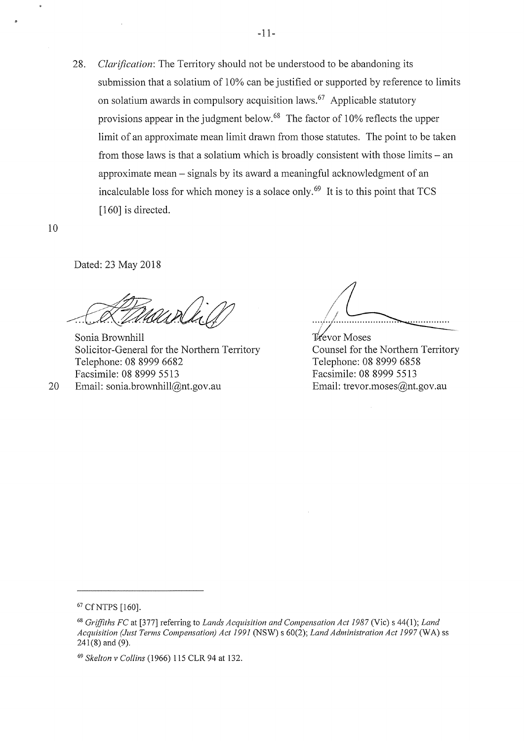28. *Clarification*: The Territory should not be understood to be abandoning its submission that a solatium of 10% can be justified or supported by reference to limits on solatium awards in compulsory acquisition laws.[67] Applicable statutory provisions appear in the judgment below.[68] The factor of 10% reflects the upper limit of an approximate mean limit drawn from those statutes. The point to be taken from those laws is that a solatium which is broadly consistent with those limits – an approximate mean – signals by its award a meaningful acknowledgment of an incalculable loss for which money is a solace only.[69] It is to this point that TCS [160] is directed.

Dated: 23 May 2018

Sonia Brownhill
Solicitor-General for the Northern Territory
Telephone: 08 8999 6682
Facsimile: 08 8999 5513
Email: sonia.brownhill@nt.gov.au

Trevor Moses
Counsel for the Northern Territory
Telephone: 08 8999 6858
Facsimile: 08 8999 5513
Email: trevor.moses@nt.gov.au

---

[67] Cf NTPS [160].

[68] *Griffiths FC* at [377] referring to *Lands Acquisition and Compensation Act 1987* (Vic) s 44(1); *Land Acquisition (Just Terms Compensation) Act 1991* (NSW) s 60(2); *Land Administration Act 1997* (WA) ss 241(8) and (9).

[69] *Skelton v Collins* (1966) 115 CLR 94 at 132.